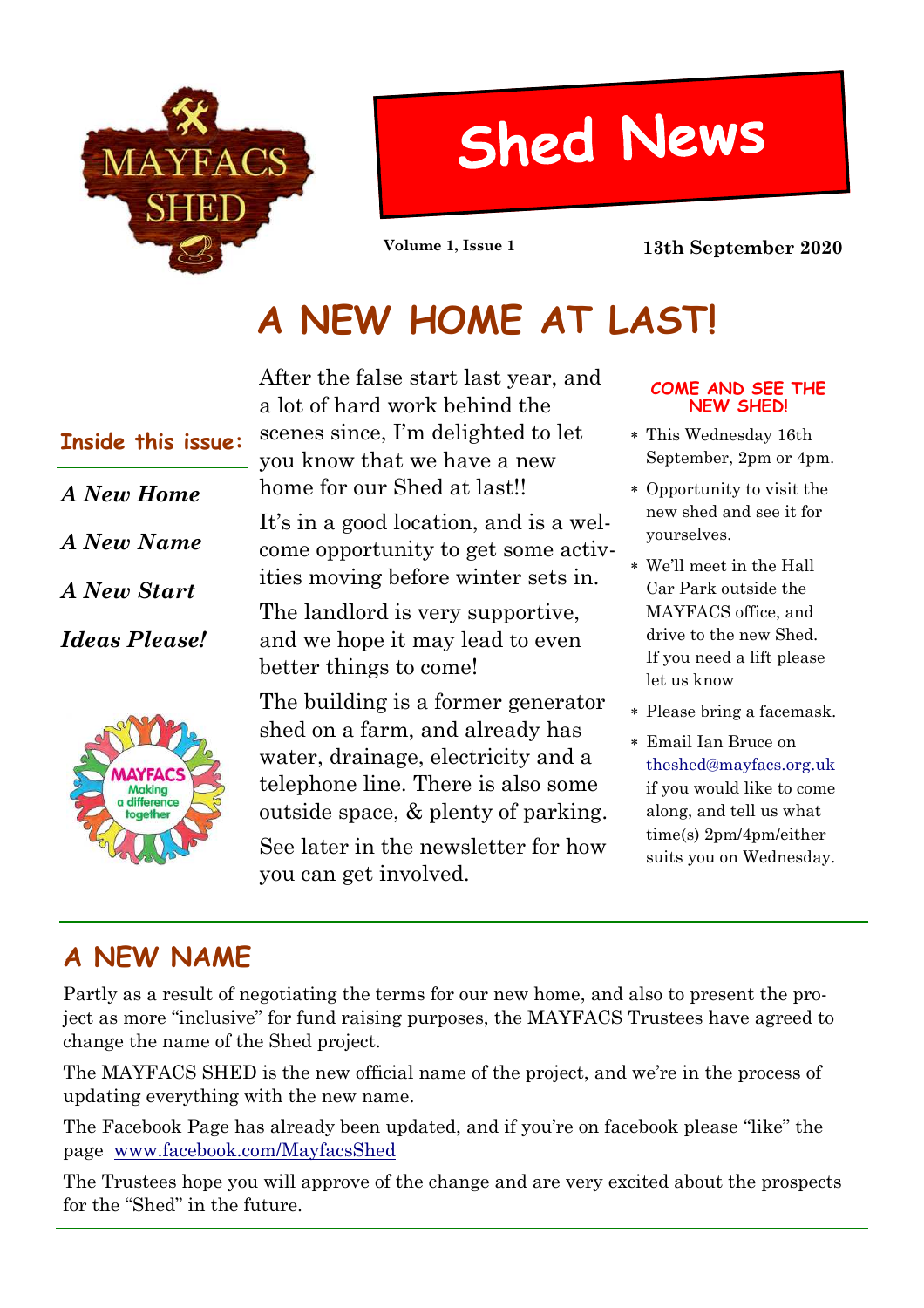# Shed News

**Volume 1, Issue 1** **13th September 2020**

## A NEW HOME AT LAST!

**Inside this issue:**

*A New Home*

*A New Name*

*A New Start*

*Ideas Please!*

After the false start last year, and a lot of hard work behind the scenes since, I'm delighted to let you know that we have a new home for our Shed at last!!

It's in a good location, and is a welcome opportunity to get some activities moving before winter sets in.

The landlord is very supportive, and we hope it may lead to even better things to come!

The building is a former generator shed on a farm, and already has water, drainage, electricity and a telephone line. There is also some outside space, & plenty of parking.

See later in the newsletter for how you can get involved.

**COME AND SEE THE NEW SHED!**

- This Wednesday 16th September, 2pm or 4pm.
- Opportunity to visit the new shed and see it for yourselves.
- We'll meet in the Hall Car Park outside the MAYFACS office, and drive to the new Shed. If you need a lift please let us know
- Please bring a facemask.
- Email Ian Bruce on theshed@mayfacs.org.uk if you would like to come along, and tell us what time(s) 2pm/4pm/either suits you on Wednesday.

## A NEW NAME

Partly as a result of negotiating the terms for our new home, and also to present the project as more "inclusive" for fund raising purposes, the MAYFACS Trustees have agreed to change the name of the Shed project.

The MAYFACS SHED is the new official name of the project, and we're in the process of updating everything with the new name.

The Facebook Page has already been updated, and if you're on facebook please "like" the page www.facebook.com/MayfacsShed

The Trustees hope you will approve of the change and are very excited about the prospects for the "Shed" in the future.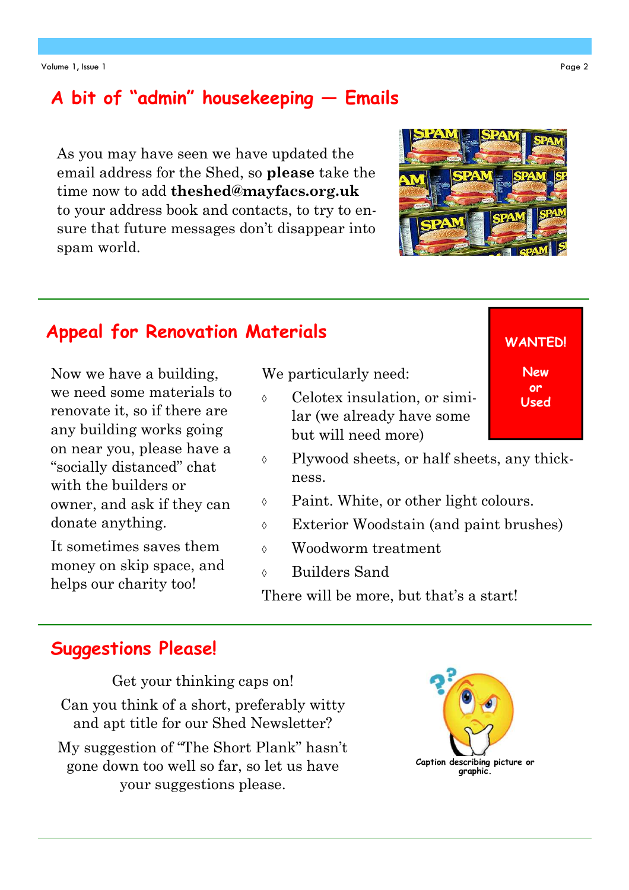## A bit of "admin" housekeeping — Emails

As you may have seen we have updated the email address for the Shed, so **please** take the time now to add **theshed@mayfacs.org.uk** to your address book and contacts, to try to ensure that future messages don't disappear into spam world.

## Appeal for Renovation Materials

**WANTED!**

**New or Used**

Now we have a building, we need some materials to renovate it, so if there are any building works going on near you, please have a "socially distanced" chat with the builders or owner, and ask if they can donate anything.

It sometimes saves them money on skip space, and helps our charity too!

We particularly need:

- Celotex insulation, or similar (we already have some but will need more)
- Plywood sheets, or half sheets, any thickness.
- Paint. White, or other light colours.
- Exterior Woodstain (and paint brushes)
- Woodworm treatment
- Builders Sand

There will be more, but that's a start!

## Suggestions Please!

Get your thinking caps on!

Can you think of a short, preferably witty and apt title for our Shed Newsletter?

My suggestion of "The Short Plank" hasn't gone down too well so far, so let us have your suggestions please.

Caption describing picture or graphic.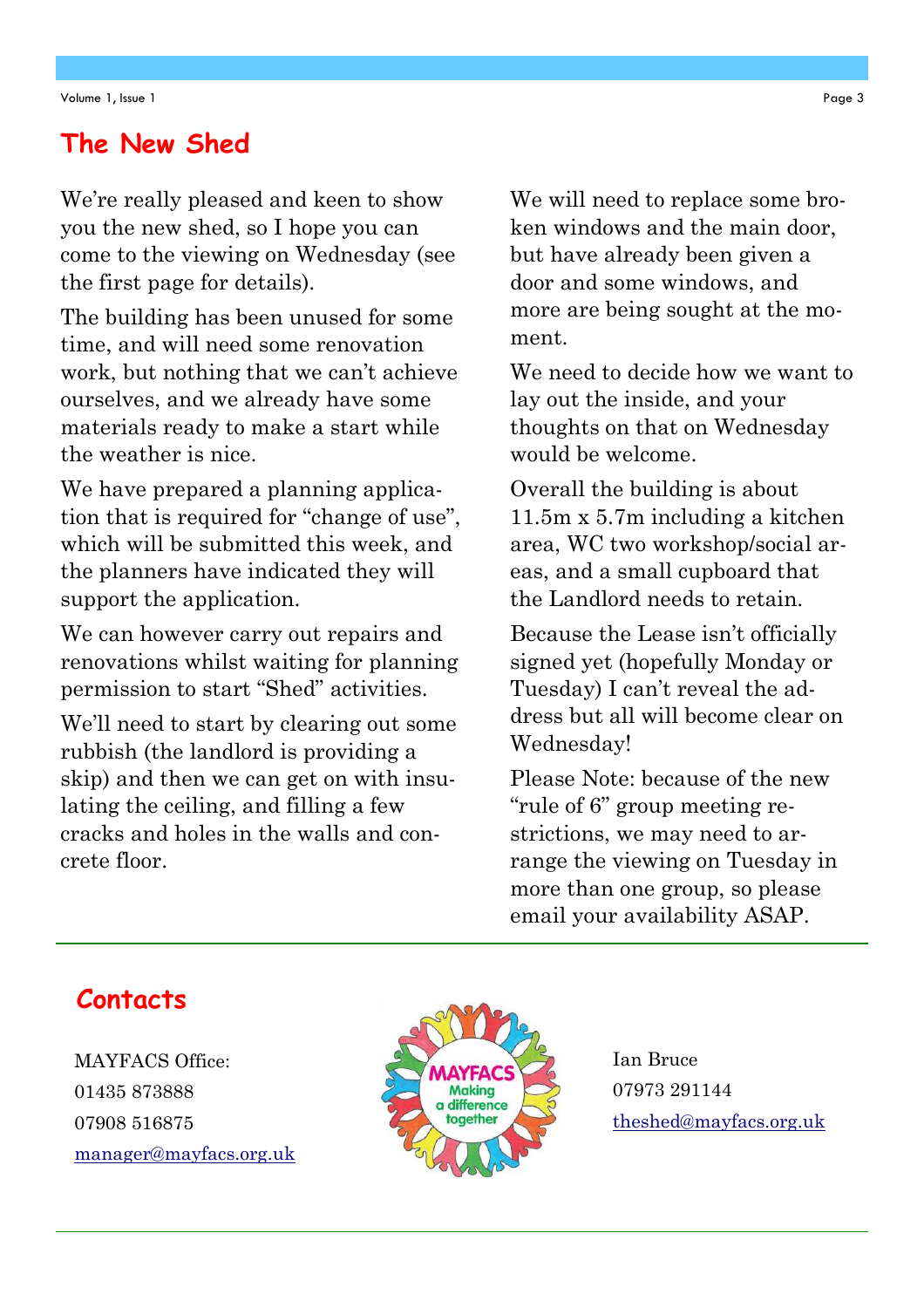## The New Shed

We're really pleased and keen to show you the new shed, so I hope you can come to the viewing on Wednesday (see the first page for details).

The building has been unused for some time, and will need some renovation work, but nothing that we can't achieve ourselves, and we already have some materials ready to make a start while the weather is nice.

We have prepared a planning application that is required for "change of use", which will be submitted this week, and the planners have indicated they will support the application.

We can however carry out repairs and renovations whilst waiting for planning permission to start "Shed" activities.

We'll need to start by clearing out some rubbish (the landlord is providing a skip) and then we can get on with insulating the ceiling, and filling a few cracks and holes in the walls and concrete floor.

We will need to replace some broken windows and the main door, but have already been given a door and some windows, and more are being sought at the moment.

We need to decide how we want to lay out the inside, and your thoughts on that on Wednesday would be welcome.

Overall the building is about 11.5m x 5.7m including a kitchen area, WC two workshop/social areas, and a small cupboard that the Landlord needs to retain.

Because the Lease isn't officially signed yet (hopefully Monday or Tuesday) I can't reveal the address but all will become clear on Wednesday!

Please Note: because of the new "rule of 6" group meeting restrictions, we may need to arrange the viewing on Tuesday in more than one group, so please email your availability ASAP.

## Contacts

MAYFACS Office:
01435 873888
07908 516875
manager@mayfacs.org.uk

MAYFACS
Making a difference together

Ian Bruce
07973 291144
theshed@mayfacs.org.uk